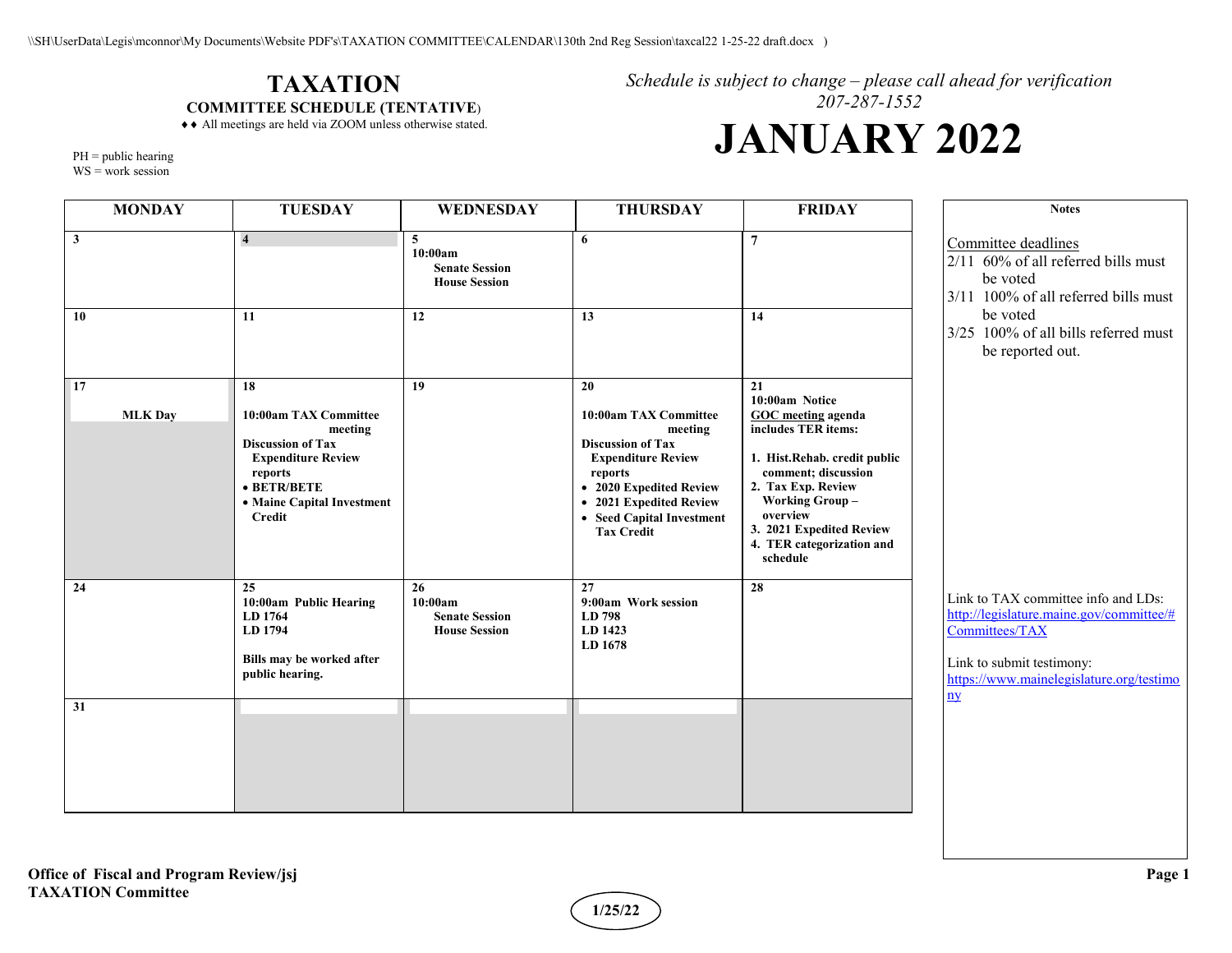# TAXATION

**COMMITTEE SCHEDULE (TENTATIVE)**

♦♦ All meetings are held via ZOOM unless otherwise stated.

*Schedule is subject to change – please call ahead for verification*
*207-287-1552*

# JANUARY 2022

PH = public hearing
WS = work session

| MONDAY | TUESDAY | WEDNESDAY | THURSDAY | FRIDAY |
|---|---|---|---|---|
| **3** | **4** | **5**<br>**10:00am**<br>**Senate Session**<br>**House Session** | **6** | **7** |
| **10** | **11** | **12** | **13** | **14** |
| **17**<br>**MLK Day** | **18**<br>**10:00am TAX Committee meeting**<br>**Discussion of Tax Expenditure Review reports**<br>• **BETR/BETE**<br>• **Maine Capital Investment Credit** | **19** | **20**<br>**10:00am TAX Committee meeting**<br>**Discussion of Tax Expenditure Review reports**<br>• **2020 Expedited Review**<br>• **2021 Expedited Review**<br>• **Seed Capital Investment Tax Credit** | **21**<br>**10:00am Notice**<br>**GOC meeting agenda includes TER items:**<br>**1. Hist.Rehab. credit public comment; discussion**<br>**2. Tax Exp. Review Working Group – overview**<br>**3. 2021 Expedited Review**<br>**4. TER categorization and schedule** |
| **24** | **25**<br>**10:00am Public Hearing**<br>**LD 1764**<br>**LD 1794**<br>**Bills may be worked after public hearing.** | **26**<br>**10:00am**<br>**Senate Session**<br>**House Session** | **27**<br>**9:00am Work session**<br>**LD 798**<br>**LD 1423**<br>**LD 1678** | **28** |
| **31** | | | | |

**Notes**

Committee deadlines
- 2/11 60% of all referred bills must be voted
- 3/11 100% of all referred bills must be voted
- 3/25 100% of all bills referred must be reported out.

Link to TAX committee info and LDs:
http://legislature.maine.gov/committee/#Committees/TAX

Link to submit testimony:
https://www.mainelegislature.org/testimony

**Office of Fiscal and Program Review/jsj**
**TAXATION Committee**

**1/25/22**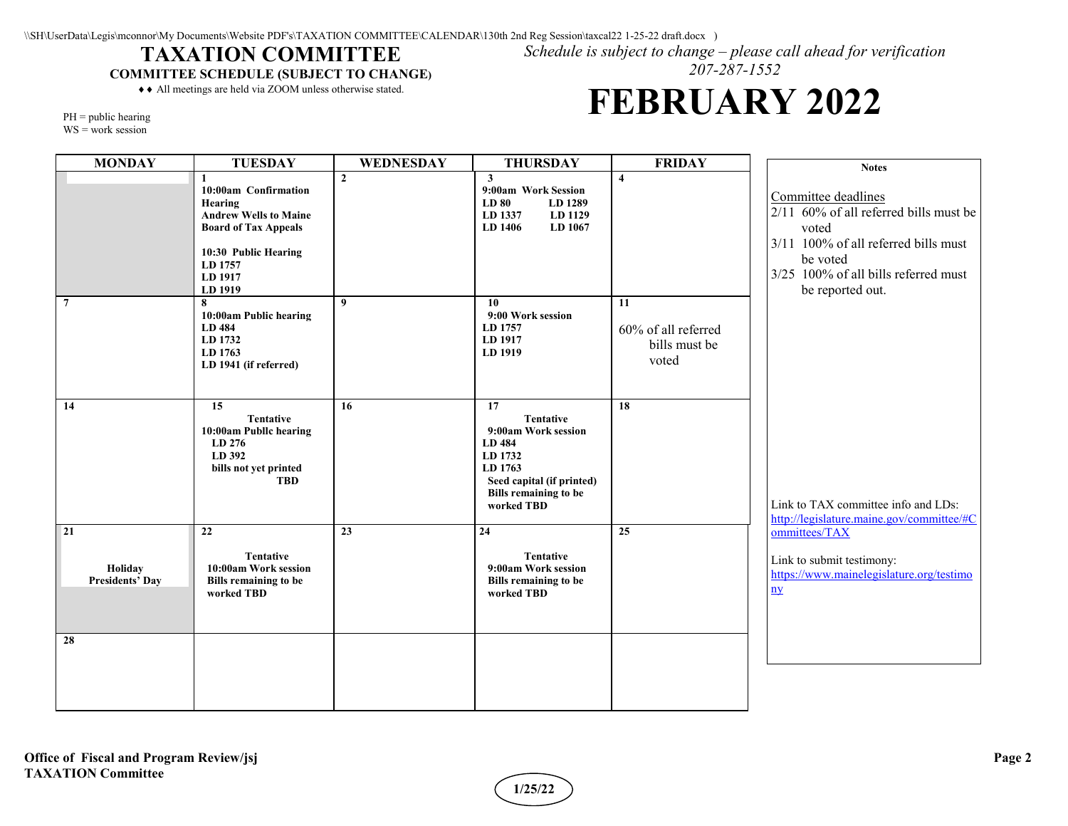\\SH\UserData\Legis\mconnor\My Documents\Website PDF's\TAXATION COMMITTEE\CALENDAR\130th 2nd Reg Session\taxcal22 1-25-22 draft.docx )

# TAXATION COMMITTEE

**COMMITTEE SCHEDULE (SUBJECT TO CHANGE)**

♦♦ All meetings are held via ZOOM unless otherwise stated.

*Schedule is subject to change – please call ahead for verification*
*207-287-1552*

# FEBRUARY 2022

PH = public hearing
WS = work session

| MONDAY | TUESDAY | WEDNESDAY | THURSDAY | FRIDAY |
|---|---|---|---|---|
| | **1**<br>**10:00am Confirmation Hearing**<br>**Andrew Wells to Maine Board of Tax Appeals**<br><br>**10:30 Public Hearing**<br>**LD 1757**<br>**LD 1917**<br>**LD 1919** | **2** | **3**<br>**9:00am Work Session**<br>**LD 80 LD 1289**<br>**LD 1337 LD 1129**<br>**LD 1406 LD 1067** | **4** |
| **7** | **8**<br>**10:00am Public hearing**<br>**LD 484**<br>**LD 1732**<br>**LD 1763**<br>**LD 1941 (if referred)** | **9** | **10**<br>**9:00 Work session**<br>**LD 1757**<br>**LD 1917**<br>**LD 1919** | **11**<br>60% of all referred bills must be voted |
| **14** | **15**<br>**Tentative**<br>**10:00am Publlc hearing**<br>**LD 276**<br>**LD 392**<br>**bills not yet printed TBD** | **16** | **17**<br>**Tentative**<br>**9:00am Work session**<br>**LD 484**<br>**LD 1732**<br>**LD 1763**<br>**Seed capital (if printed)**<br>**Bills remaining to be worked TBD** | **18** |
| **21**<br>**Holiday**<br>**Presidents' Day** | **22**<br>**Tentative**<br>**10:00am Work session**<br>**Bills remaining to be worked TBD** | **23** | **24**<br>**Tentative**<br>**9:00am Work session**<br>**Bills remaining to be worked TBD** | **25** |
| **28** | | | | |

**Notes**

Committee deadlines
- 2/11 60% of all referred bills must be voted
- 3/11 100% of all referred bills must be voted
- 3/25 100% of all bills referred must be reported out.

Link to TAX committee info and LDs: http://legislature.maine.gov/committee/#Committees/TAX

Link to submit testimony: https://www.mainelegislature.org/testimony

**Office of Fiscal and Program Review/jsj**
**TAXATION Committee**

1/25/22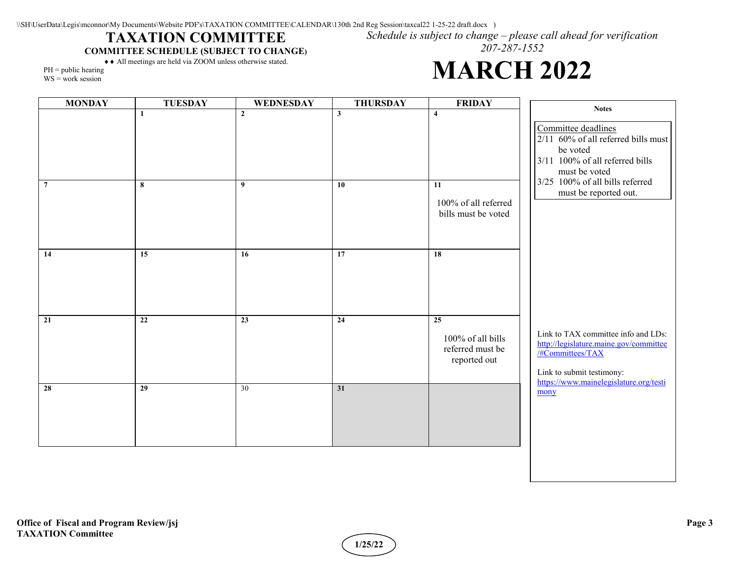\\SH\UserData\Legis\mconnor\My Documents\Website PDF's\TAXATION COMMITTEE\CALENDAR\130th 2nd Reg Session\taxcal22 1-25-22 draft.docx )

# TAXATION COMMITTEE

**COMMITTEE SCHEDULE (SUBJECT TO CHANGE)**

♦♦ All meetings are held via ZOOM unless otherwise stated.

PH = public hearing
WS = work session

*Schedule is subject to change – please call ahead for verification*
*207-287-1552*

# MARCH 2022

| MONDAY | TUESDAY | WEDNESDAY | THURSDAY | FRIDAY |
|---|---|---|---|---|
| | **1** | **2** | **3** | **4** |
| **7** | **8** | **9** | **10** | **11**<br>100% of all referred bills must be voted |
| **14** | **15** | **16** | **17** | **18** |
| **21** | **22** | **23** | **24** | **25**<br>100% of all bills referred must be reported out |
| **28** | **29** | 30 | **31** | |

**Notes**

Committee deadlines
- 2/11 60% of all referred bills must be voted
- 3/11 100% of all referred bills must be voted
- 3/25 100% of all bills referred must be reported out.

Link to TAX committee info and LDs: http://legislature.maine.gov/committee/#Committees/TAX

Link to submit testimony: https://www.mainelegislature.org/testimony

**Office of Fiscal and Program Review/jsj**
**TAXATION Committee**

**1/25/22**